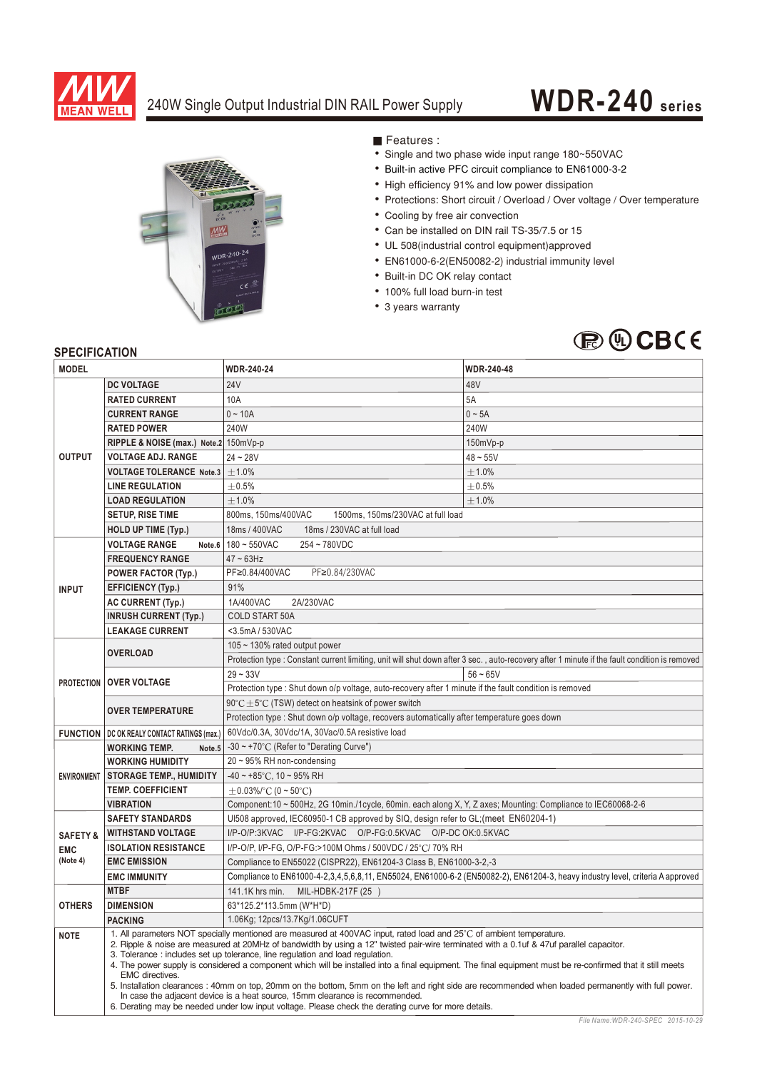# 240W Single Output Industrial DIN RAIL Power Supply

## WDR-240 series

■ Features :

- Single and two phase wide input range 180~550VAC
- Built-in active PFC circuit compliance to EN61000-3-2
- High efficiency 91% and low power dissipation
- Protections: Short circuit / Overload / Over voltage / Over temperature
- Cooling by free air convection
- Can be installed on DIN rail TS-35/7.5 or 15
- UL 508(industrial control equipment)approved
- EN61000-6-2(EN50082-2) industrial immunity level
- Built-in DC OK relay contact
- 100% full load burn-in test
- 3 years warranty

## SPECIFICATION

| MODEL | | WDR-240-24 | WDR-240-48 |
|---|---|---|---|
| OUTPUT | DC VOLTAGE | 24V | 48V |
| | RATED CURRENT | 10A | 5A |
| | CURRENT RANGE | 0 ~ 10A | 0 ~ 5A |
| | RATED POWER | 240W | 240W |
| | RIPPLE & NOISE (max.) Note.2 | 150mVp-p | 150mVp-p |
| | VOLTAGE ADJ. RANGE | 24 ~ 28V | 48 ~ 55V |
| | VOLTAGE TOLERANCE Note.3 | ±1.0% | ±1.0% |
| | LINE REGULATION | ±0.5% | ±0.5% |
| | LOAD REGULATION | ±1.0% | ±1.0% |
| | SETUP, RISE TIME | 800ms, 150ms/400VAC 1500ms, 150ms/230VAC at full load | |
| | HOLD UP TIME (Typ.) | 18ms / 400VAC 18ms / 230VAC at full load | |
| INPUT | VOLTAGE RANGE Note.6 | 180 ~ 550VAC 254 ~ 780VDC | |
| | FREQUENCY RANGE | 47 ~ 63Hz | |
| | POWER FACTOR (Typ.) | PF≥0.84/400VAC PF≥0.84/230VAC | |
| | EFFICIENCY (Typ.) | 91% | |
| | AC CURRENT (Typ.) | 1A/400VAC 2A/230VAC | |
| | INRUSH CURRENT (Typ.) | COLD START 50A | |
| | LEAKAGE CURRENT | <3.5mA / 530VAC | |
| PROTECTION | OVERLOAD | 105 ~ 130% rated output power | |
| | | Protection type : Constant current limiting, unit will shut down after 3 sec. , auto-recovery after 1 minute if the fault condition is removed | |
| | OVER VOLTAGE | 29 ~ 33V | 56 ~ 65V |
| | | Protection type : Shut down o/p voltage, auto-recovery after 1 minute if the fault condition is removed | |
| | OVER TEMPERATURE | 90℃±5℃ (TSW) detect on heatsink of power switch | |
| | | Protection type : Shut down o/p voltage, recovers automatically after temperature goes down | |
| FUNCTION | DC OK REALY CONTACT RATINGS (max.) | 60Vdc/0.3A, 30Vdc/1A, 30Vac/0.5A resistive load | |
| ENVIRONMENT | WORKING TEMP. Note.5 | -30 ~ +70℃ (Refer to "Derating Curve") | |
| | WORKING HUMIDITY | 20 ~ 95% RH non-condensing | |
| | STORAGE TEMP., HUMIDITY | -40 ~ +85℃, 10 ~ 95% RH | |
| | TEMP. COEFFICIENT | ±0.03%/℃ (0 ~ 50℃) | |
| | VIBRATION | Component:10 ~ 500Hz, 2G 10min./1cycle, 60min. each along X, Y, Z axes; Mounting: Compliance to IEC60068-2-6 | |
| SAFETY & EMC (Note 4) | SAFETY STANDARDS | Ul508 approved, IEC60950-1 CB approved by SIQ, design refer to GL;(meet EN60204-1) | |
| | WITHSTAND VOLTAGE | I/P-O/P:3KVAC I/P-FG:2KVAC O/P-FG:0.5KVAC O/P-DC OK:0.5KVAC | |
| | ISOLATION RESISTANCE | I/P-O/P, I/P-FG, O/P-FG:>100M Ohms / 500VDC / 25℃/ 70% RH | |
| | EMC EMISSION | Compliance to EN55022 (CISPR22), EN61204-3 Class B, EN61000-3-2,-3 | |
| | EMC IMMUNITY | Compliance to EN61000-4-2,3,4,5,6,8,11, EN55024, EN61000-6-2 (EN50082-2), EN61204-3, heavy industry level, criteria A approved | |
| OTHERS | MTBF | 141.1K hrs min. MIL-HDBK-217F (25 ) | |
| | DIMENSION | 63*125.2*113.5mm (W*H*D) | |
| | PACKING | 1.06Kg; 12pcs/13.7Kg/1.06CUFT | |
| NOTE | 1. All parameters NOT specially mentioned are measured at 400VAC input, rated load and 25℃ of ambient temperature.<br>2. Ripple & noise are measured at 20MHz of bandwidth by using a 12" twisted pair-wire terminated with a 0.1uf & 47uf parallel capacitor.<br>3. Tolerance : includes set up tolerance, line regulation and load regulation.<br>4. The power supply is considered a component which will be installed into a final equipment. The final equipment must be re-confirmed that it still meets EMC directives.<br>5. Installation clearances : 40mm on top, 20mm on the bottom, 5mm on the left and right side are recommended when loaded permanently with full power. In case the adjacent device is a heat source, 15mm clearance is recommended.<br>6. Derating may be needed under low input voltage. Please check the derating curve for more details. | | |

File Name:WDR-240-SPEC 2015-10-29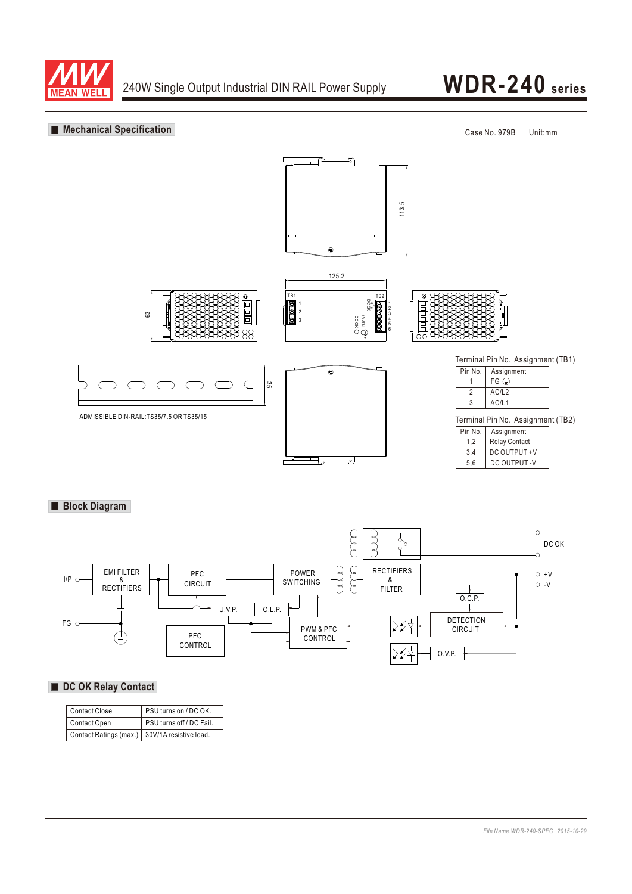## Mechanical Specification

Case No. 979B    Unit:mm

113.5

125.2

63

35

ADMISSIBLE DIN-RAIL:TS35/7.5 OR TS35/15

Terminal Pin No. Assignment (TB1)

| Pin No. | Assignment |
|---|---|
| 1 | FG ⏚ |
| 2 | AC/L2 |
| 3 | AC/L1 |

Terminal Pin No. Assignment (TB2)

| Pin No. | Assignment |
|---|---|
| 1,2 | Relay Contact |
| 3,4 | DC OUTPUT +V |
| 5,6 | DC OUTPUT -V |

## Block Diagram

I/P, FG, EMI FILTER & RECTIFIERS, PFC CIRCUIT, POWER SWITCHING, RECTIFIERS & FILTER, DC OK, +V, -V, O.C.P., DETECTION CIRCUIT, O.V.P., PWM & PFC CONTROL, PFC CONTROL, U.V.P., O.L.P.

## DC OK Relay Contact

| Contact Close | PSU turns on / DC OK. |
|---|---|
| Contact Open | PSU turns off / DC Fail. |
| Contact Ratings (max.) | 30V/1A resistive load. |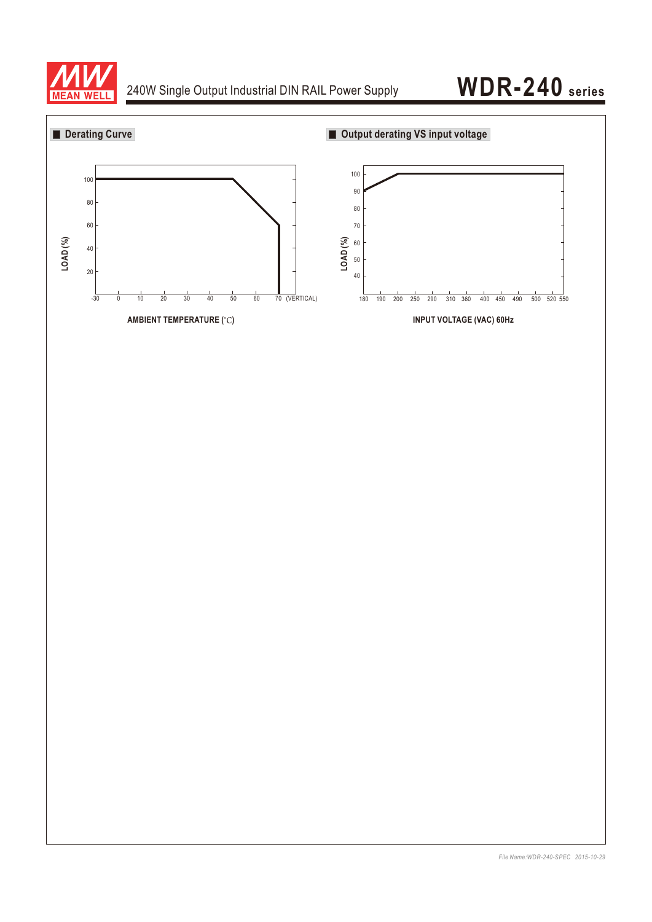## Derating Curve

LOAD (%)

100
80
60
40
20

-30 0 10 20 30 40 50 60 70 (VERTICAL)

AMBIENT TEMPERATURE (℃)

## Output derating VS input voltage

LOAD (%)

100
90
80
70
60
50
40

180 190 200 250 290 310 360 400 450 490 500 520 550

INPUT VOLTAGE (VAC) 60Hz

*File Name:WDR-240-SPEC 2015-10-29*